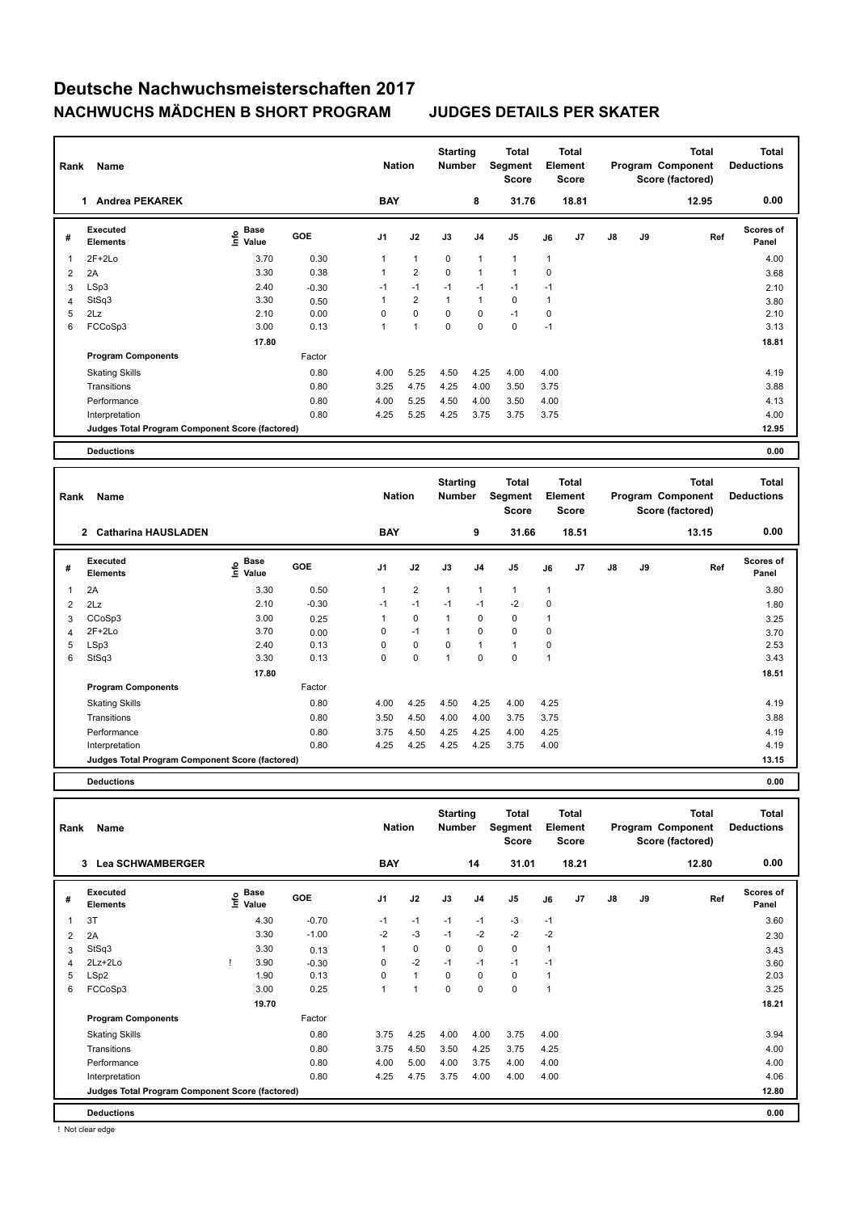# Deutsche Nachwuchsmeisterschaften 2017

## NACHWUCHS MÄDCHEN B SHORT PROGRAM — JUDGES DETAILS PER SKATER

| Rank | Name | Nation | Starting Number | Total Segment Score | Total Element Score | Total Program Component Score (factored) | Total Deductions |
|---|---|---|---|---|---|---|---|
| 1 | Andrea PEKAREK | BAY | 8 | 31.76 | 18.81 | 12.95 | 0.00 |

| # | Executed Elements | Info | Base Value | GOE | J1 | J2 | J3 | J4 | J5 | J6 | J7 | J8 | J9 | Ref | Scores of Panel |
|---|---|---|---|---|---|---|---|---|---|---|---|---|---|---|---|
| 1 | 2F+2Lo | | 3.70 | 0.30 | 1 | 1 | 0 | 1 | 1 | 1 | | | | | 4.00 |
| 2 | 2A | | 3.30 | 0.38 | 1 | 2 | 0 | 1 | 1 | 0 | | | | | 3.68 |
| 3 | LSp3 | | 2.40 | -0.30 | -1 | -1 | -1 | -1 | -1 | -1 | | | | | 2.10 |
| 4 | StSq3 | | 3.30 | 0.50 | 1 | 2 | 1 | 1 | 0 | 1 | | | | | 3.80 |
| 5 | 2Lz | | 2.10 | 0.00 | 0 | 0 | 0 | 0 | -1 | 0 | | | | | 2.10 |
| 6 | FCCoSp3 | | 3.00 | 0.13 | 1 | 1 | 0 | 0 | 0 | -1 | | | | | 3.13 |
| | | | 17.80 | | | | | | | | | | | | 18.81 |
| | **Program Components** | | | Factor | | | | | | | | | | | |
| | Skating Skills | | | 0.80 | 4.00 | 5.25 | 4.50 | 4.25 | 4.00 | 4.00 | | | | | 4.19 |
| | Transitions | | | 0.80 | 3.25 | 4.75 | 4.25 | 4.00 | 3.50 | 3.75 | | | | | 3.88 |
| | Performance | | | 0.80 | 4.00 | 5.25 | 4.50 | 4.00 | 3.50 | 4.00 | | | | | 4.13 |
| | Interpretation | | | 0.80 | 4.25 | 5.25 | 4.25 | 3.75 | 3.75 | 3.75 | | | | | 4.00 |
| | **Judges Total Program Component Score (factored)** | | | | | | | | | | | | | | 12.95 |
| | **Deductions** | | | | | | | | | | | | | | 0.00 |

| Rank | Name | Nation | Starting Number | Total Segment Score | Total Element Score | Total Program Component Score (factored) | Total Deductions |
|---|---|---|---|---|---|---|---|
| 2 | Catharina HAUSLADEN | BAY | 9 | 31.66 | 18.51 | 13.15 | 0.00 |

| # | Executed Elements | Info | Base Value | GOE | J1 | J2 | J3 | J4 | J5 | J6 | J7 | J8 | J9 | Ref | Scores of Panel |
|---|---|---|---|---|---|---|---|---|---|---|---|---|---|---|---|
| 1 | 2A | | 3.30 | 0.50 | 1 | 2 | 1 | 1 | 1 | 1 | | | | | 3.80 |
| 2 | 2Lz | | 2.10 | -0.30 | -1 | -1 | -1 | -1 | -2 | 0 | | | | | 1.80 |
| 3 | CCoSp3 | | 3.00 | 0.25 | 1 | 0 | 1 | 0 | 0 | 1 | | | | | 3.25 |
| 4 | 2F+2Lo | | 3.70 | 0.00 | 0 | -1 | 1 | 0 | 0 | 0 | | | | | 3.70 |
| 5 | LSp3 | | 2.40 | 0.13 | 0 | 0 | 0 | 1 | 1 | 0 | | | | | 2.53 |
| 6 | StSq3 | | 3.30 | 0.13 | 0 | 0 | 1 | 0 | 0 | 1 | | | | | 3.43 |
| | | | 17.80 | | | | | | | | | | | | 18.51 |
| | **Program Components** | | | Factor | | | | | | | | | | | |
| | Skating Skills | | | 0.80 | 4.00 | 4.25 | 4.50 | 4.25 | 4.00 | 4.25 | | | | | 4.19 |
| | Transitions | | | 0.80 | 3.50 | 4.50 | 4.00 | 4.00 | 3.75 | 3.75 | | | | | 3.88 |
| | Performance | | | 0.80 | 3.75 | 4.50 | 4.25 | 4.25 | 4.00 | 4.25 | | | | | 4.19 |
| | Interpretation | | | 0.80 | 4.25 | 4.25 | 4.25 | 4.25 | 3.75 | 4.00 | | | | | 4.19 |
| | **Judges Total Program Component Score (factored)** | | | | | | | | | | | | | | 13.15 |
| | **Deductions** | | | | | | | | | | | | | | 0.00 |

| Rank | Name | Nation | Starting Number | Total Segment Score | Total Element Score | Total Program Component Score (factored) | Total Deductions |
|---|---|---|---|---|---|---|---|
| 3 | Lea SCHWAMBERGER | BAY | 14 | 31.01 | 18.21 | 12.80 | 0.00 |

| # | Executed Elements | Info | Base Value | GOE | J1 | J2 | J3 | J4 | J5 | J6 | J7 | J8 | J9 | Ref | Scores of Panel |
|---|---|---|---|---|---|---|---|---|---|---|---|---|---|---|---|
| 1 | 3T | | 4.30 | -0.70 | -1 | -1 | -1 | -1 | -3 | -1 | | | | | 3.60 |
| 2 | 2A | | 3.30 | -1.00 | -2 | -3 | -1 | -2 | -2 | -2 | | | | | 2.30 |
| 3 | StSq3 | | 3.30 | 0.13 | 1 | 0 | 0 | 0 | 0 | 1 | | | | | 3.43 |
| 4 | 2Lz+2Lo | ! | 3.90 | -0.30 | 0 | -2 | -1 | -1 | -1 | -1 | | | | | 3.60 |
| 5 | LSp2 | | 1.90 | 0.13 | 0 | 1 | 0 | 0 | 0 | 1 | | | | | 2.03 |
| 6 | FCCoSp3 | | 3.00 | 0.25 | 1 | 1 | 0 | 0 | 0 | 1 | | | | | 3.25 |
| | | | 19.70 | | | | | | | | | | | | 18.21 |
| | **Program Components** | | | Factor | | | | | | | | | | | |
| | Skating Skills | | | 0.80 | 3.75 | 4.25 | 4.00 | 4.00 | 3.75 | 4.00 | | | | | 3.94 |
| | Transitions | | | 0.80 | 3.75 | 4.50 | 3.50 | 4.25 | 3.75 | 4.25 | | | | | 4.00 |
| | Performance | | | 0.80 | 4.00 | 5.00 | 4.00 | 3.75 | 4.00 | 4.00 | | | | | 4.00 |
| | Interpretation | | | 0.80 | 4.25 | 4.75 | 3.75 | 4.00 | 4.00 | 4.00 | | | | | 4.06 |
| | **Judges Total Program Component Score (factored)** | | | | | | | | | | | | | | 12.80 |
| | **Deductions** | | | | | | | | | | | | | | 0.00 |

! Not clear edge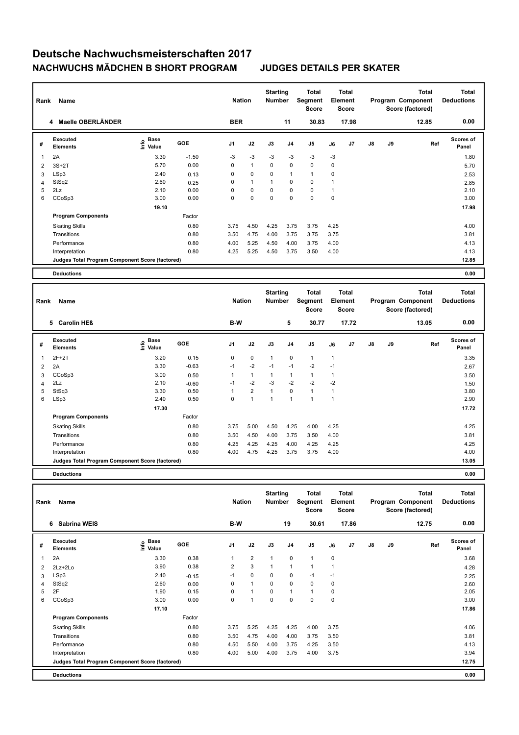# Deutsche Nachwuchsmeisterschaften 2017

## NACHWUCHS MÄDCHEN B SHORT PROGRAM    JUDGES DETAILS PER SKATER

| Rank | Name | Nation | Starting Number | Total Segment Score | Total Element Score | Total Program Component Score (factored) | Total Deductions |
|---|---|---|---|---|---|---|---|
| 4 | Maelle OBERLÄNDER | BER | 11 | 30.83 | 17.98 | 12.85 | 0.00 |

| # | Executed Elements | Info | Base Value | GOE | J1 | J2 | J3 | J4 | J5 | J6 | J7 | J8 | J9 | Ref | Scores of Panel |
|---|---|---|---|---|---|---|---|---|---|---|---|---|---|---|---|
| 1 | 2A | | 3.30 | -1.50 | -3 | -3 | -3 | -3 | -3 | -3 | | | | | 1.80 |
| 2 | 3S+2T | | 5.70 | 0.00 | 0 | 1 | 0 | 0 | 0 | 0 | | | | | 5.70 |
| 3 | LSp3 | | 2.40 | 0.13 | 0 | 0 | 0 | 1 | 1 | 0 | | | | | 2.53 |
| 4 | StSq2 | | 2.60 | 0.25 | 0 | 1 | 1 | 0 | 0 | 1 | | | | | 2.85 |
| 5 | 2Lz | | 2.10 | 0.00 | 0 | 0 | 0 | 0 | 0 | 1 | | | | | 2.10 |
| 6 | CCoSp3 | | 3.00 | 0.00 | 0 | 0 | 0 | 0 | 0 | 0 | | | | | 3.00 |
| | | | 19.10 | | | | | | | | | | | | 17.98 |
| | **Program Components** | | | Factor | | | | | | | | | | | |
| | Skating Skills | | | 0.80 | 3.75 | 4.50 | 4.25 | 3.75 | 3.75 | 4.25 | | | | | 4.00 |
| | Transitions | | | 0.80 | 3.50 | 4.75 | 4.00 | 3.75 | 3.75 | 3.75 | | | | | 3.81 |
| | Performance | | | 0.80 | 4.00 | 5.25 | 4.50 | 4.00 | 3.75 | 4.00 | | | | | 4.13 |
| | Interpretation | | | 0.80 | 4.25 | 5.25 | 4.50 | 3.75 | 3.50 | 4.00 | | | | | 4.13 |
| | **Judges Total Program Component Score (factored)** | | | | | | | | | | | | | | 12.85 |
| | **Deductions** | | | | | | | | | | | | | | 0.00 |

| Rank | Name | Nation | Starting Number | Total Segment Score | Total Element Score | Total Program Component Score (factored) | Total Deductions |
|---|---|---|---|---|---|---|---|
| 5 | Carolin HEß | B-W | 5 | 30.77 | 17.72 | 13.05 | 0.00 |

| # | Executed Elements | Info | Base Value | GOE | J1 | J2 | J3 | J4 | J5 | J6 | J7 | J8 | J9 | Ref | Scores of Panel |
|---|---|---|---|---|---|---|---|---|---|---|---|---|---|---|---|
| 1 | 2F+2T | | 3.20 | 0.15 | 0 | 0 | 1 | 0 | 1 | 1 | | | | | 3.35 |
| 2 | 2A | | 3.30 | -0.63 | -1 | -2 | -1 | -1 | -2 | -1 | | | | | 2.67 |
| 3 | CCoSp3 | | 3.00 | 0.50 | 1 | 1 | 1 | 1 | 1 | 1 | | | | | 3.50 |
| 4 | 2Lz | | 2.10 | -0.60 | -1 | -2 | -3 | -2 | -2 | -2 | | | | | 1.50 |
| 5 | StSq3 | | 3.30 | 0.50 | 1 | 2 | 1 | 0 | 1 | 1 | | | | | 3.80 |
| 6 | LSp3 | | 2.40 | 0.50 | 0 | 1 | 1 | 1 | 1 | 1 | | | | | 2.90 |
| | | | 17.30 | | | | | | | | | | | | 17.72 |
| | **Program Components** | | | Factor | | | | | | | | | | | |
| | Skating Skills | | | 0.80 | 3.75 | 5.00 | 4.50 | 4.25 | 4.00 | 4.25 | | | | | 4.25 |
| | Transitions | | | 0.80 | 3.50 | 4.50 | 4.00 | 3.75 | 3.50 | 4.00 | | | | | 3.81 |
| | Performance | | | 0.80 | 4.25 | 4.25 | 4.25 | 4.00 | 4.25 | 4.25 | | | | | 4.25 |
| | Interpretation | | | 0.80 | 4.00 | 4.75 | 4.25 | 3.75 | 3.75 | 4.00 | | | | | 4.00 |
| | **Judges Total Program Component Score (factored)** | | | | | | | | | | | | | | 13.05 |
| | **Deductions** | | | | | | | | | | | | | | 0.00 |

| Rank | Name | Nation | Starting Number | Total Segment Score | Total Element Score | Total Program Component Score (factored) | Total Deductions |
|---|---|---|---|---|---|---|---|
| 6 | Sabrina WEIS | B-W | 19 | 30.61 | 17.86 | 12.75 | 0.00 |

| # | Executed Elements | Info | Base Value | GOE | J1 | J2 | J3 | J4 | J5 | J6 | J7 | J8 | J9 | Ref | Scores of Panel |
|---|---|---|---|---|---|---|---|---|---|---|---|---|---|---|---|
| 1 | 2A | | 3.30 | 0.38 | 1 | 2 | 1 | 0 | 1 | 0 | | | | | 3.68 |
| 2 | 2Lz+2Lo | | 3.90 | 0.38 | 2 | 3 | 1 | 1 | 1 | 1 | | | | | 4.28 |
| 3 | LSp3 | | 2.40 | -0.15 | -1 | 0 | 0 | 0 | -1 | -1 | | | | | 2.25 |
| 4 | StSq2 | | 2.60 | 0.00 | 0 | 1 | 0 | 0 | 0 | 0 | | | | | 2.60 |
| 5 | 2F | | 1.90 | 0.15 | 0 | 1 | 0 | 1 | 1 | 0 | | | | | 2.05 |
| 6 | CCoSp3 | | 3.00 | 0.00 | 0 | 1 | 0 | 0 | 0 | 0 | | | | | 3.00 |
| | | | 17.10 | | | | | | | | | | | | 17.86 |
| | **Program Components** | | | Factor | | | | | | | | | | | |
| | Skating Skills | | | 0.80 | 3.75 | 5.25 | 4.25 | 4.25 | 4.00 | 3.75 | | | | | 4.06 |
| | Transitions | | | 0.80 | 3.50 | 4.75 | 4.00 | 4.00 | 3.75 | 3.50 | | | | | 3.81 |
| | Performance | | | 0.80 | 4.50 | 5.50 | 4.00 | 3.75 | 4.25 | 3.50 | | | | | 4.13 |
| | Interpretation | | | 0.80 | 4.00 | 5.00 | 4.00 | 3.75 | 4.00 | 3.75 | | | | | 3.94 |
| | **Judges Total Program Component Score (factored)** | | | | | | | | | | | | | | 12.75 |
| | **Deductions** | | | | | | | | | | | | | | 0.00 |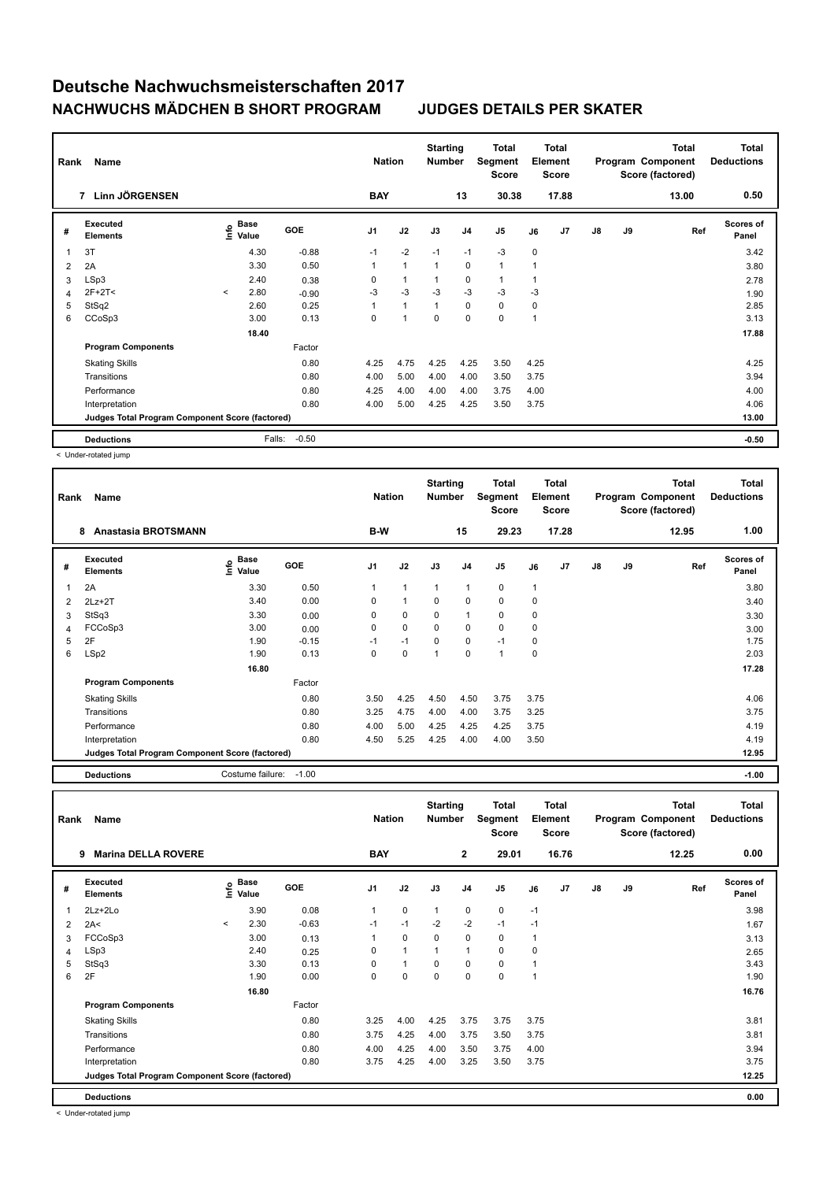# Deutsche Nachwuchsmeisterschaften 2017

## NACHWUCHS MÄDCHEN B SHORT PROGRAM — JUDGES DETAILS PER SKATER

| Rank | Name | Nation | Starting Number | Total Segment Score | Total Element Score | Total Program Component Score (factored) | Total Deductions |
|---|---|---|---|---|---|---|---|
| 7 | Linn JÖRGENSEN | BAY | 13 | 30.38 | 17.88 | 13.00 | 0.50 |

| # | Executed Elements | Info | Base Value | GOE | J1 | J2 | J3 | J4 | J5 | J6 | J7 | J8 | J9 | Ref | Scores of Panel |
|---|---|---|---|---|---|---|---|---|---|---|---|---|---|---|---|
| 1 | 3T | | 4.30 | -0.88 | -1 | -2 | -1 | -1 | -3 | 0 | | | | | 3.42 |
| 2 | 2A | | 3.30 | 0.50 | 1 | 1 | 1 | 0 | 1 | 1 | | | | | 3.80 |
| 3 | LSp3 | | 2.40 | 0.38 | 0 | 1 | 1 | 0 | 1 | 1 | | | | | 2.78 |
| 4 | 2F+2T< | < | 2.80 | -0.90 | -3 | -3 | -3 | -3 | -3 | -3 | | | | | 1.90 |
| 5 | StSq2 | | 2.60 | 0.25 | 1 | 1 | 1 | 0 | 0 | 0 | | | | | 2.85 |
| 6 | CCoSp3 | | 3.00 | 0.13 | 0 | 1 | 0 | 0 | 0 | 1 | | | | | 3.13 |
| | | | 18.40 | | | | | | | | | | | | 17.88 |
| | **Program Components** | | | Factor | | | | | | | | | | | |
| | Skating Skills | | | 0.80 | 4.25 | 4.75 | 4.25 | 4.25 | 3.50 | 4.25 | | | | | 4.25 |
| | Transitions | | | 0.80 | 4.00 | 5.00 | 4.00 | 4.00 | 3.50 | 3.75 | | | | | 3.94 |
| | Performance | | | 0.80 | 4.25 | 4.00 | 4.00 | 4.00 | 3.75 | 4.00 | | | | | 4.00 |
| | Interpretation | | | 0.80 | 4.00 | 5.00 | 4.25 | 4.25 | 3.50 | 3.75 | | | | | 4.06 |
| | **Judges Total Program Component Score (factored)** | | | | | | | | | | | | | | 13.00 |
| | **Deductions** | | Falls: | -0.50 | | | | | | | | | | | -0.50 |

< Under-rotated jump

| Rank | Name | Nation | Starting Number | Total Segment Score | Total Element Score | Total Program Component Score (factored) | Total Deductions |
|---|---|---|---|---|---|---|---|
| 8 | Anastasia BROTSMANN | B-W | 15 | 29.23 | 17.28 | 12.95 | 1.00 |

| # | Executed Elements | Info | Base Value | GOE | J1 | J2 | J3 | J4 | J5 | J6 | J7 | J8 | J9 | Ref | Scores of Panel |
|---|---|---|---|---|---|---|---|---|---|---|---|---|---|---|---|
| 1 | 2A | | 3.30 | 0.50 | 1 | 1 | 1 | 1 | 0 | 1 | | | | | 3.80 |
| 2 | 2Lz+2T | | 3.40 | 0.00 | 0 | 1 | 0 | 0 | 0 | 0 | | | | | 3.40 |
| 3 | StSq3 | | 3.30 | 0.00 | 0 | 0 | 0 | 1 | 0 | 0 | | | | | 3.30 |
| 4 | FCCoSp3 | | 3.00 | 0.00 | 0 | 0 | 0 | 0 | 0 | 0 | | | | | 3.00 |
| 5 | 2F | | 1.90 | -0.15 | -1 | -1 | 0 | 0 | -1 | 0 | | | | | 1.75 |
| 6 | LSp2 | | 1.90 | 0.13 | 0 | 0 | 1 | 0 | 1 | 0 | | | | | 2.03 |
| | | | 16.80 | | | | | | | | | | | | 17.28 |
| | **Program Components** | | | Factor | | | | | | | | | | | |
| | Skating Skills | | | 0.80 | 3.50 | 4.25 | 4.50 | 4.50 | 3.75 | 3.75 | | | | | 4.06 |
| | Transitions | | | 0.80 | 3.25 | 4.75 | 4.00 | 4.00 | 3.75 | 3.25 | | | | | 3.75 |
| | Performance | | | 0.80 | 4.00 | 5.00 | 4.25 | 4.25 | 4.25 | 3.75 | | | | | 4.19 |
| | Interpretation | | | 0.80 | 4.50 | 5.25 | 4.25 | 4.00 | 4.00 | 3.50 | | | | | 4.19 |
| | **Judges Total Program Component Score (factored)** | | | | | | | | | | | | | | 12.95 |
| | **Deductions** | | Costume failure: | -1.00 | | | | | | | | | | | -1.00 |

| Rank | Name | Nation | Starting Number | Total Segment Score | Total Element Score | Total Program Component Score (factored) | Total Deductions |
|---|---|---|---|---|---|---|---|
| 9 | Marina DELLA ROVERE | BAY | 2 | 29.01 | 16.76 | 12.25 | 0.00 |

| # | Executed Elements | Info | Base Value | GOE | J1 | J2 | J3 | J4 | J5 | J6 | J7 | J8 | J9 | Ref | Scores of Panel |
|---|---|---|---|---|---|---|---|---|---|---|---|---|---|---|---|
| 1 | 2Lz+2Lo | | 3.90 | 0.08 | 1 | 0 | 1 | 0 | 0 | -1 | | | | | 3.98 |
| 2 | 2A< | < | 2.30 | -0.63 | -1 | -1 | -2 | -2 | -1 | -1 | | | | | 1.67 |
| 3 | FCCoSp3 | | 3.00 | 0.13 | 1 | 0 | 0 | 0 | 0 | 1 | | | | | 3.13 |
| 4 | LSp3 | | 2.40 | 0.25 | 0 | 1 | 1 | 1 | 0 | 0 | | | | | 2.65 |
| 5 | StSq3 | | 3.30 | 0.13 | 0 | 1 | 0 | 0 | 0 | 1 | | | | | 3.43 |
| 6 | 2F | | 1.90 | 0.00 | 0 | 0 | 0 | 0 | 0 | 1 | | | | | 1.90 |
| | | | 16.80 | | | | | | | | | | | | 16.76 |
| | **Program Components** | | | Factor | | | | | | | | | | | |
| | Skating Skills | | | 0.80 | 3.25 | 4.00 | 4.25 | 3.75 | 3.75 | 3.75 | | | | | 3.81 |
| | Transitions | | | 0.80 | 3.75 | 4.25 | 4.00 | 3.75 | 3.50 | 3.75 | | | | | 3.81 |
| | Performance | | | 0.80 | 4.00 | 4.25 | 4.00 | 3.50 | 3.75 | 4.00 | | | | | 3.94 |
| | Interpretation | | | 0.80 | 3.75 | 4.25 | 4.00 | 3.25 | 3.50 | 3.75 | | | | | 3.75 |
| | **Judges Total Program Component Score (factored)** | | | | | | | | | | | | | | 12.25 |
| | **Deductions** | | | | | | | | | | | | | | 0.00 |

< Under-rotated jump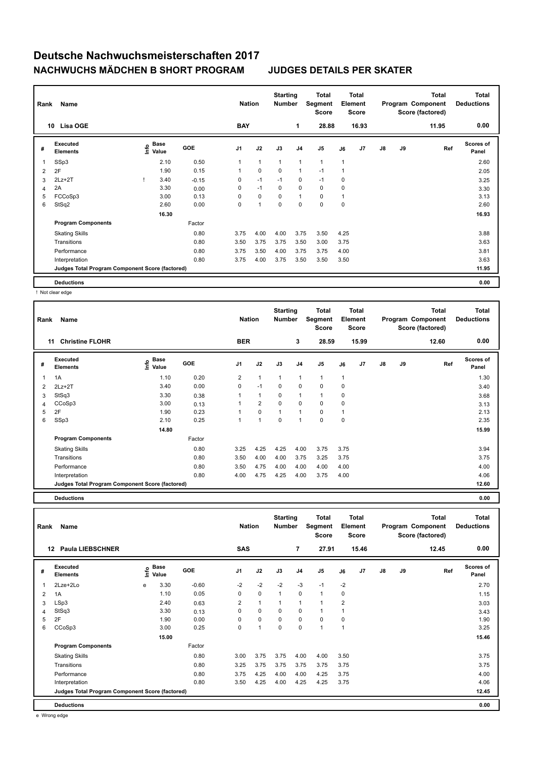# Deutsche Nachwuchsmeisterschaften 2017

## NACHWUCHS MÄDCHEN B SHORT PROGRAM — JUDGES DETAILS PER SKATER

| Rank | Name | Nation | Starting Number | Total Segment Score | Total Element Score | Total Program Component Score (factored) | Total Deductions |
|---|---|---|---|---|---|---|---|
| 10 | Lisa OGE | BAY | 1 | 28.88 | 16.93 | 11.95 | 0.00 |

| # | Executed Elements | Info | Base Value | GOE | J1 | J2 | J3 | J4 | J5 | J6 | J7 | J8 | J9 | Ref | Scores of Panel |
|---|---|---|---|---|---|---|---|---|---|---|---|---|---|---|---|
| 1 | SSp3 | | 2.10 | 0.50 | 1 | 1 | 1 | 1 | 1 | 1 | | | | | 2.60 |
| 2 | 2F | | 1.90 | 0.15 | 1 | 0 | 0 | 1 | -1 | 1 | | | | | 2.05 |
| 3 | 2Lz+2T | ! | 3.40 | -0.15 | 0 | -1 | -1 | 0 | -1 | 0 | | | | | 3.25 |
| 4 | 2A | | 3.30 | 0.00 | 0 | -1 | 0 | 0 | 0 | 0 | | | | | 3.30 |
| 5 | FCCoSp3 | | 3.00 | 0.13 | 0 | 0 | 0 | 1 | 0 | 1 | | | | | 3.13 |
| 6 | StSq2 | | 2.60 | 0.00 | 0 | 1 | 0 | 0 | 0 | 0 | | | | | 2.60 |
| | | | 16.30 | | | | | | | | | | | | 16.93 |
| | **Program Components** | | | Factor | | | | | | | | | | | |
| | Skating Skills | | | 0.80 | 3.75 | 4.00 | 4.00 | 3.75 | 3.50 | 4.25 | | | | | 3.88 |
| | Transitions | | | 0.80 | 3.50 | 3.75 | 3.75 | 3.50 | 3.00 | 3.75 | | | | | 3.63 |
| | Performance | | | 0.80 | 3.75 | 3.50 | 4.00 | 3.75 | 3.75 | 4.00 | | | | | 3.81 |
| | Interpretation | | | 0.80 | 3.75 | 4.00 | 3.75 | 3.50 | 3.50 | 3.50 | | | | | 3.63 |
| | **Judges Total Program Component Score (factored)** | | | | | | | | | | | | | | 11.95 |
| | **Deductions** | | | | | | | | | | | | | | 0.00 |

! Not clear edge

| Rank | Name | Nation | Starting Number | Total Segment Score | Total Element Score | Total Program Component Score (factored) | Total Deductions |
|---|---|---|---|---|---|---|---|
| 11 | Christine FLOHR | BER | 3 | 28.59 | 15.99 | 12.60 | 0.00 |

| # | Executed Elements | Info | Base Value | GOE | J1 | J2 | J3 | J4 | J5 | J6 | J7 | J8 | J9 | Ref | Scores of Panel |
|---|---|---|---|---|---|---|---|---|---|---|---|---|---|---|---|
| 1 | 1A | | 1.10 | 0.20 | 2 | 1 | 1 | 1 | 1 | 1 | | | | | 1.30 |
| 2 | 2Lz+2T | | 3.40 | 0.00 | 0 | -1 | 0 | 0 | 0 | 0 | | | | | 3.40 |
| 3 | StSq3 | | 3.30 | 0.38 | 1 | 1 | 0 | 1 | 1 | 0 | | | | | 3.68 |
| 4 | CCoSp3 | | 3.00 | 0.13 | 1 | 2 | 0 | 0 | 0 | 0 | | | | | 3.13 |
| 5 | 2F | | 1.90 | 0.23 | 1 | 0 | 1 | 1 | 0 | 1 | | | | | 2.13 |
| 6 | SSp3 | | 2.10 | 0.25 | 1 | 1 | 0 | 1 | 0 | 0 | | | | | 2.35 |
| | | | 14.80 | | | | | | | | | | | | 15.99 |
| | **Program Components** | | | Factor | | | | | | | | | | | |
| | Skating Skills | | | 0.80 | 3.25 | 4.25 | 4.25 | 4.00 | 3.75 | 3.75 | | | | | 3.94 |
| | Transitions | | | 0.80 | 3.50 | 4.00 | 4.00 | 3.75 | 3.25 | 3.75 | | | | | 3.75 |
| | Performance | | | 0.80 | 3.50 | 4.75 | 4.00 | 4.00 | 4.00 | 4.00 | | | | | 4.00 |
| | Interpretation | | | 0.80 | 4.00 | 4.75 | 4.25 | 4.00 | 3.75 | 4.00 | | | | | 4.06 |
| | **Judges Total Program Component Score (factored)** | | | | | | | | | | | | | | 12.60 |
| | **Deductions** | | | | | | | | | | | | | | 0.00 |

| Rank | Name | Nation | Starting Number | Total Segment Score | Total Element Score | Total Program Component Score (factored) | Total Deductions |
|---|---|---|---|---|---|---|---|
| 12 | Paula LIEBSCHNER | SAS | 7 | 27.91 | 15.46 | 12.45 | 0.00 |

| # | Executed Elements | Info | Base Value | GOE | J1 | J2 | J3 | J4 | J5 | J6 | J7 | J8 | J9 | Ref | Scores of Panel |
|---|---|---|---|---|---|---|---|---|---|---|---|---|---|---|---|
| 1 | 2Lze+2Lo | e | 3.30 | -0.60 | -2 | -2 | -2 | -3 | -1 | -2 | | | | | 2.70 |
| 2 | 1A | | 1.10 | 0.05 | 0 | 0 | 1 | 0 | 1 | 0 | | | | | 1.15 |
| 3 | LSp3 | | 2.40 | 0.63 | 2 | 1 | 1 | 1 | 1 | 2 | | | | | 3.03 |
| 4 | StSq3 | | 3.30 | 0.13 | 0 | 0 | 0 | 0 | 1 | 1 | | | | | 3.43 |
| 5 | 2F | | 1.90 | 0.00 | 0 | 0 | 0 | 0 | 0 | 0 | | | | | 1.90 |
| 6 | CCoSp3 | | 3.00 | 0.25 | 0 | 1 | 0 | 0 | 1 | 1 | | | | | 3.25 |
| | | | 15.00 | | | | | | | | | | | | 15.46 |
| | **Program Components** | | | Factor | | | | | | | | | | | |
| | Skating Skills | | | 0.80 | 3.00 | 3.75 | 3.75 | 4.00 | 4.00 | 3.50 | | | | | 3.75 |
| | Transitions | | | 0.80 | 3.25 | 3.75 | 3.75 | 3.75 | 3.75 | 3.75 | | | | | 3.75 |
| | Performance | | | 0.80 | 3.75 | 4.25 | 4.00 | 4.00 | 4.25 | 3.75 | | | | | 4.00 |
| | Interpretation | | | 0.80 | 3.50 | 4.25 | 4.00 | 4.25 | 4.25 | 3.75 | | | | | 4.06 |
| | **Judges Total Program Component Score (factored)** | | | | | | | | | | | | | | 12.45 |
| | **Deductions** | | | | | | | | | | | | | | 0.00 |

e Wrong edge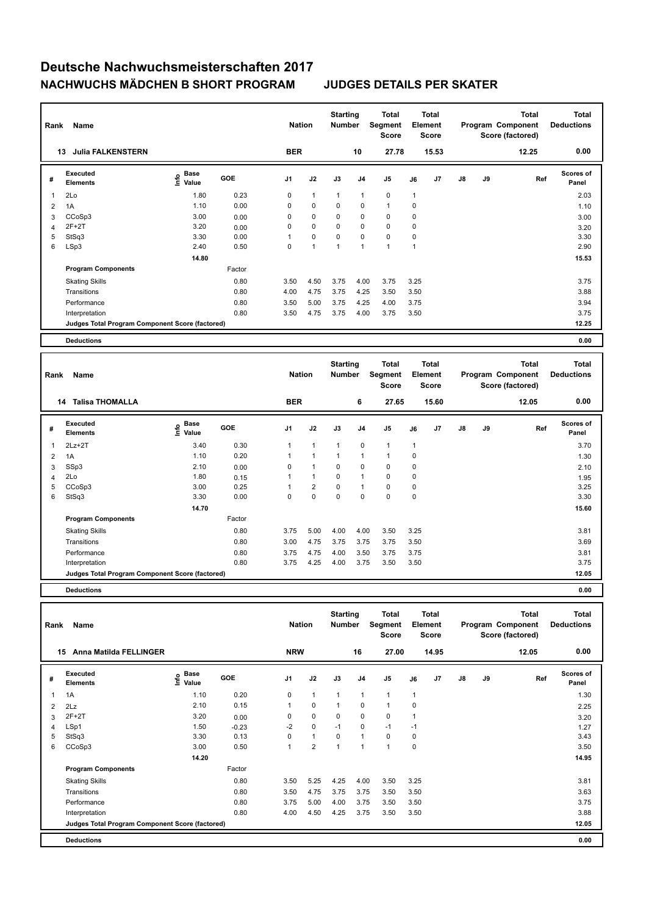# Deutsche Nachwuchsmeisterschaften 2017

## NACHWUCHS MÄDCHEN B SHORT PROGRAM JUDGES DETAILS PER SKATER

| Rank | Name | Nation | Starting Number | Total Segment Score | Total Element Score | Total Program Component Score (factored) | Total Deductions |
|---|---|---|---|---|---|---|---|
| 13 | Julia FALKENSTERN | BER | 10 | 27.78 | 15.53 | 12.25 | 0.00 |

| # | Executed Elements | Info | Base Value | GOE | J1 | J2 | J3 | J4 | J5 | J6 | J7 | J8 | J9 | Ref | Scores of Panel |
|---|---|---|---|---|---|---|---|---|---|---|---|---|---|---|---|
| 1 | 2Lo | | 1.80 | 0.23 | 0 | 1 | 1 | 1 | 0 | 1 | | | | | 2.03 |
| 2 | 1A | | 1.10 | 0.00 | 0 | 0 | 0 | 0 | 1 | 0 | | | | | 1.10 |
| 3 | CCoSp3 | | 3.00 | 0.00 | 0 | 0 | 0 | 0 | 0 | 0 | | | | | 3.00 |
| 4 | 2F+2T | | 3.20 | 0.00 | 0 | 0 | 0 | 0 | 0 | 0 | | | | | 3.20 |
| 5 | StSq3 | | 3.30 | 0.00 | 1 | 0 | 0 | 0 | 0 | 0 | | | | | 3.30 |
| 6 | LSp3 | | 2.40 | 0.50 | 0 | 1 | 1 | 1 | 1 | 1 | | | | | 2.90 |
| | | | 14.80 | | | | | | | | | | | | 15.53 |
| | **Program Components** | | | Factor | | | | | | | | | | | |
| | Skating Skills | | | 0.80 | 3.50 | 4.50 | 3.75 | 4.00 | 3.75 | 3.25 | | | | | 3.75 |
| | Transitions | | | 0.80 | 4.00 | 4.75 | 3.75 | 4.25 | 3.50 | 3.50 | | | | | 3.88 |
| | Performance | | | 0.80 | 3.50 | 5.00 | 3.75 | 4.25 | 4.00 | 3.75 | | | | | 3.94 |
| | Interpretation | | | 0.80 | 3.50 | 4.75 | 3.75 | 4.00 | 3.75 | 3.50 | | | | | 3.75 |
| | **Judges Total Program Component Score (factored)** | | | | | | | | | | | | | | 12.25 |
| | **Deductions** | | | | | | | | | | | | | | 0.00 |

| Rank | Name | Nation | Starting Number | Total Segment Score | Total Element Score | Total Program Component Score (factored) | Total Deductions |
|---|---|---|---|---|---|---|---|
| 14 | Talisa THOMALLA | BER | 6 | 27.65 | 15.60 | 12.05 | 0.00 |

| # | Executed Elements | Info | Base Value | GOE | J1 | J2 | J3 | J4 | J5 | J6 | J7 | J8 | J9 | Ref | Scores of Panel |
|---|---|---|---|---|---|---|---|---|---|---|---|---|---|---|---|
| 1 | 2Lz+2T | | 3.40 | 0.30 | 1 | 1 | 1 | 0 | 1 | 1 | | | | | 3.70 |
| 2 | 1A | | 1.10 | 0.20 | 1 | 1 | 1 | 1 | 1 | 0 | | | | | 1.30 |
| 3 | SSp3 | | 2.10 | 0.00 | 0 | 1 | 0 | 0 | 0 | 0 | | | | | 2.10 |
| 4 | 2Lo | | 1.80 | 0.15 | 1 | 1 | 0 | 1 | 0 | 0 | | | | | 1.95 |
| 5 | CCoSp3 | | 3.00 | 0.25 | 1 | 2 | 0 | 1 | 0 | 0 | | | | | 3.25 |
| 6 | StSq3 | | 3.30 | 0.00 | 0 | 0 | 0 | 0 | 0 | 0 | | | | | 3.30 |
| | | | 14.70 | | | | | | | | | | | | 15.60 |
| | **Program Components** | | | Factor | | | | | | | | | | | |
| | Skating Skills | | | 0.80 | 3.75 | 5.00 | 4.00 | 4.00 | 3.50 | 3.25 | | | | | 3.81 |
| | Transitions | | | 0.80 | 3.00 | 4.75 | 3.75 | 3.75 | 3.75 | 3.50 | | | | | 3.69 |
| | Performance | | | 0.80 | 3.75 | 4.75 | 4.00 | 3.50 | 3.75 | 3.75 | | | | | 3.81 |
| | Interpretation | | | 0.80 | 3.75 | 4.25 | 4.00 | 3.75 | 3.50 | 3.50 | | | | | 3.75 |
| | **Judges Total Program Component Score (factored)** | | | | | | | | | | | | | | 12.05 |
| | **Deductions** | | | | | | | | | | | | | | 0.00 |

| Rank | Name | Nation | Starting Number | Total Segment Score | Total Element Score | Total Program Component Score (factored) | Total Deductions |
|---|---|---|---|---|---|---|---|
| 15 | Anna Matilda FELLINGER | NRW | 16 | 27.00 | 14.95 | 12.05 | 0.00 |

| # | Executed Elements | Info | Base Value | GOE | J1 | J2 | J3 | J4 | J5 | J6 | J7 | J8 | J9 | Ref | Scores of Panel |
|---|---|---|---|---|---|---|---|---|---|---|---|---|---|---|---|
| 1 | 1A | | 1.10 | 0.20 | 0 | 1 | 1 | 1 | 1 | 1 | | | | | 1.30 |
| 2 | 2Lz | | 2.10 | 0.15 | 1 | 0 | 1 | 0 | 1 | 0 | | | | | 2.25 |
| 3 | 2F+2T | | 3.20 | 0.00 | 0 | 0 | 0 | 0 | 0 | 1 | | | | | 3.20 |
| 4 | LSp1 | | 1.50 | -0.23 | -2 | 0 | -1 | 0 | -1 | -1 | | | | | 1.27 |
| 5 | StSq3 | | 3.30 | 0.13 | 0 | 1 | 0 | 1 | 0 | 0 | | | | | 3.43 |
| 6 | CCoSp3 | | 3.00 | 0.50 | 1 | 2 | 1 | 1 | 1 | 0 | | | | | 3.50 |
| | | | 14.20 | | | | | | | | | | | | 14.95 |
| | **Program Components** | | | Factor | | | | | | | | | | | |
| | Skating Skills | | | 0.80 | 3.50 | 5.25 | 4.25 | 4.00 | 3.50 | 3.25 | | | | | 3.81 |
| | Transitions | | | 0.80 | 3.50 | 4.75 | 3.75 | 3.75 | 3.50 | 3.50 | | | | | 3.63 |
| | Performance | | | 0.80 | 3.75 | 5.00 | 4.00 | 3.75 | 3.50 | 3.50 | | | | | 3.75 |
| | Interpretation | | | 0.80 | 4.00 | 4.50 | 4.25 | 3.75 | 3.50 | 3.50 | | | | | 3.88 |
| | **Judges Total Program Component Score (factored)** | | | | | | | | | | | | | | 12.05 |
| | **Deductions** | | | | | | | | | | | | | | 0.00 |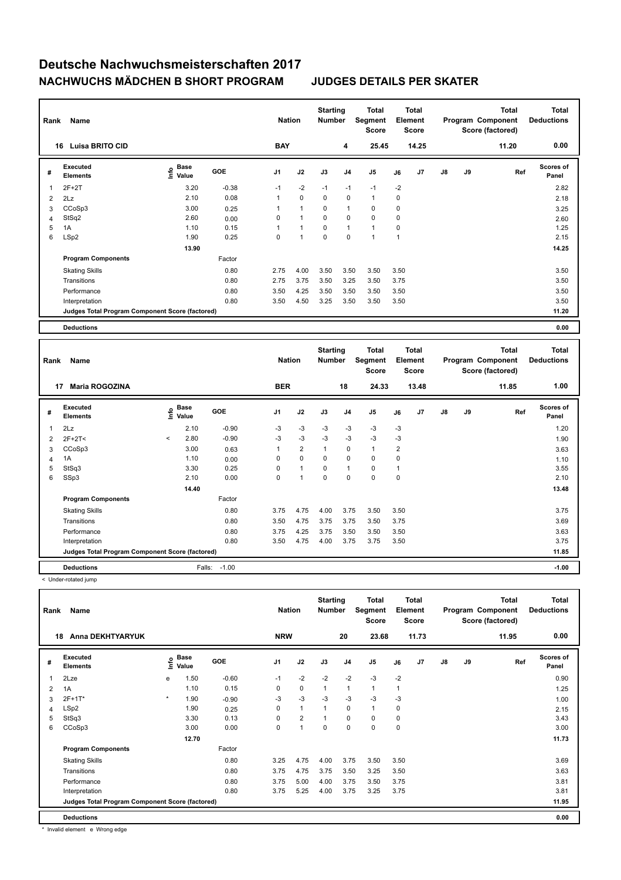# Deutsche Nachwuchsmeisterschaften 2017

## NACHWUCHS MÄDCHEN B SHORT PROGRAM — JUDGES DETAILS PER SKATER

| Rank | Name | Nation | Starting Number | Total Segment Score | Total Element Score | Total Program Component Score (factored) | Total Deductions |
|---|---|---|---|---|---|---|---|
| 16 | Luisa BRITO CID | BAY | 4 | 25.45 | 14.25 | 11.20 | 0.00 |

| # | Executed Elements | Info | Base Value | GOE | J1 | J2 | J3 | J4 | J5 | J6 | J7 | J8 | J9 | Ref | Scores of Panel |
|---|---|---|---|---|---|---|---|---|---|---|---|---|---|---|---|
| 1 | 2F+2T | | 3.20 | -0.38 | -1 | -2 | -1 | -1 | -1 | -2 | | | | | 2.82 |
| 2 | 2Lz | | 2.10 | 0.08 | 1 | 0 | 0 | 0 | 1 | 0 | | | | | 2.18 |
| 3 | CCoSp3 | | 3.00 | 0.25 | 1 | 1 | 0 | 1 | 0 | 0 | | | | | 3.25 |
| 4 | StSq2 | | 2.60 | 0.00 | 0 | 1 | 0 | 0 | 0 | 0 | | | | | 2.60 |
| 5 | 1A | | 1.10 | 0.15 | 1 | 1 | 0 | 1 | 1 | 0 | | | | | 1.25 |
| 6 | LSp2 | | 1.90 | 0.25 | 0 | 1 | 0 | 0 | 1 | 1 | | | | | 2.15 |
| | | | 13.90 | | | | | | | | | | | | 14.25 |
| | **Program Components** | | | Factor | | | | | | | | | | | |
| | Skating Skills | | | 0.80 | 2.75 | 4.00 | 3.50 | 3.50 | 3.50 | 3.50 | | | | | 3.50 |
| | Transitions | | | 0.80 | 2.75 | 3.75 | 3.50 | 3.25 | 3.50 | 3.75 | | | | | 3.50 |
| | Performance | | | 0.80 | 3.50 | 4.25 | 3.50 | 3.50 | 3.50 | 3.50 | | | | | 3.50 |
| | Interpretation | | | 0.80 | 3.50 | 4.50 | 3.25 | 3.50 | 3.50 | 3.50 | | | | | 3.50 |
| | Judges Total Program Component Score (factored) | | | | | | | | | | | | | | 11.20 |
| | **Deductions** | | | | | | | | | | | | | | 0.00 |

| Rank | Name | Nation | Starting Number | Total Segment Score | Total Element Score | Total Program Component Score (factored) | Total Deductions |
|---|---|---|---|---|---|---|---|
| 17 | Maria ROGOZINA | BER | 18 | 24.33 | 13.48 | 11.85 | 1.00 |

| # | Executed Elements | Info | Base Value | GOE | J1 | J2 | J3 | J4 | J5 | J6 | J7 | J8 | J9 | Ref | Scores of Panel |
|---|---|---|---|---|---|---|---|---|---|---|---|---|---|---|---|
| 1 | 2Lz | | 2.10 | -0.90 | -3 | -3 | -3 | -3 | -3 | -3 | | | | | 1.20 |
| 2 | 2F+2T< | < | 2.80 | -0.90 | -3 | -3 | -3 | -3 | -3 | -3 | | | | | 1.90 |
| 3 | CCoSp3 | | 3.00 | 0.63 | 1 | 2 | 1 | 0 | 1 | 2 | | | | | 3.63 |
| 4 | 1A | | 1.10 | 0.00 | 0 | 0 | 0 | 0 | 0 | 0 | | | | | 1.10 |
| 5 | StSq3 | | 3.30 | 0.25 | 0 | 1 | 0 | 1 | 0 | 1 | | | | | 3.55 |
| 6 | SSp3 | | 2.10 | 0.00 | 0 | 1 | 0 | 0 | 0 | 0 | | | | | 2.10 |
| | | | 14.40 | | | | | | | | | | | | 13.48 |
| | **Program Components** | | | Factor | | | | | | | | | | | |
| | Skating Skills | | | 0.80 | 3.75 | 4.75 | 4.00 | 3.75 | 3.50 | 3.50 | | | | | 3.75 |
| | Transitions | | | 0.80 | 3.50 | 4.75 | 3.75 | 3.75 | 3.50 | 3.75 | | | | | 3.69 |
| | Performance | | | 0.80 | 3.75 | 4.25 | 3.75 | 3.50 | 3.50 | 3.50 | | | | | 3.63 |
| | Interpretation | | | 0.80 | 3.50 | 4.75 | 4.00 | 3.75 | 3.75 | 3.50 | | | | | 3.75 |
| | Judges Total Program Component Score (factored) | | | | | | | | | | | | | | 11.85 |
| | **Deductions** | | Falls: | -1.00 | | | | | | | | | | | -1.00 |

< Under-rotated jump

| Rank | Name | Nation | Starting Number | Total Segment Score | Total Element Score | Total Program Component Score (factored) | Total Deductions |
|---|---|---|---|---|---|---|---|
| 18 | Anna DEKHTYARYUK | NRW | 20 | 23.68 | 11.73 | 11.95 | 0.00 |

| # | Executed Elements | Info | Base Value | GOE | J1 | J2 | J3 | J4 | J5 | J6 | J7 | J8 | J9 | Ref | Scores of Panel |
|---|---|---|---|---|---|---|---|---|---|---|---|---|---|---|---|
| 1 | 2Lze | e | 1.50 | -0.60 | -1 | -2 | -2 | -2 | -3 | -2 | | | | | 0.90 |
| 2 | 1A | | 1.10 | 0.15 | 0 | 0 | 1 | 1 | 1 | 1 | | | | | 1.25 |
| 3 | 2F+1T* | * | 1.90 | -0.90 | -3 | -3 | -3 | -3 | -3 | -3 | | | | | 1.00 |
| 4 | LSp2 | | 1.90 | 0.25 | 0 | 1 | 1 | 0 | 1 | 0 | | | | | 2.15 |
| 5 | StSq3 | | 3.30 | 0.13 | 0 | 2 | 1 | 0 | 0 | 0 | | | | | 3.43 |
| 6 | CCoSp3 | | 3.00 | 0.00 | 0 | 1 | 0 | 0 | 0 | 0 | | | | | 3.00 |
| | | | 12.70 | | | | | | | | | | | | 11.73 |
| | **Program Components** | | | Factor | | | | | | | | | | | |
| | Skating Skills | | | 0.80 | 3.25 | 4.75 | 4.00 | 3.75 | 3.50 | 3.50 | | | | | 3.69 |
| | Transitions | | | 0.80 | 3.75 | 4.75 | 3.75 | 3.50 | 3.25 | 3.50 | | | | | 3.63 |
| | Performance | | | 0.80 | 3.75 | 5.00 | 4.00 | 3.75 | 3.50 | 3.75 | | | | | 3.81 |
| | Interpretation | | | 0.80 | 3.75 | 5.25 | 4.00 | 3.75 | 3.25 | 3.75 | | | | | 3.81 |
| | Judges Total Program Component Score (factored) | | | | | | | | | | | | | | 11.95 |
| | **Deductions** | | | | | | | | | | | | | | 0.00 |

* Invalid element e Wrong edge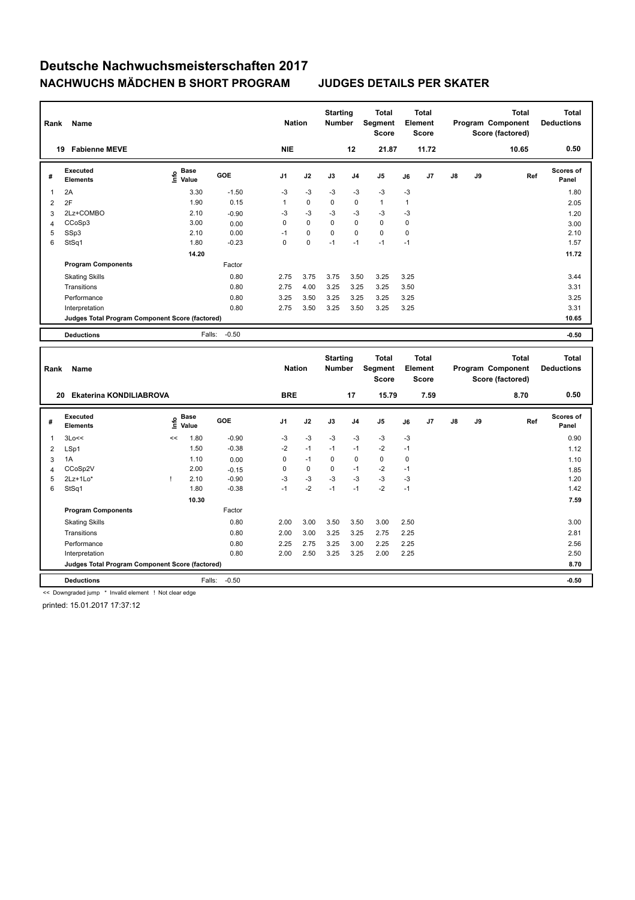# Deutsche Nachwuchsmeisterschaften 2017

## NACHWUCHS MÄDCHEN B SHORT PROGRAM JUDGES DETAILS PER SKATER

| Rank | Name | Nation | Starting Number | Total Segment Score | Total Element Score | Total Program Component Score (factored) | Total Deductions |
|---|---|---|---|---|---|---|---|
| 19 | Fabienne MEVE | NIE | 12 | 21.87 | 11.72 | 10.65 | 0.50 |

| # | Executed Elements | Info | Base Value | GOE | J1 | J2 | J3 | J4 | J5 | J6 | J7 | J8 | J9 | Ref | Scores of Panel |
|---|---|---|---|---|---|---|---|---|---|---|---|---|---|---|---|
| 1 | 2A | | 3.30 | -1.50 | -3 | -3 | -3 | -3 | -3 | -3 | | | | | 1.80 |
| 2 | 2F | | 1.90 | 0.15 | 1 | 0 | 0 | 0 | 1 | 1 | | | | | 2.05 |
| 3 | 2Lz+COMBO | | 2.10 | -0.90 | -3 | -3 | -3 | -3 | -3 | -3 | | | | | 1.20 |
| 4 | CCoSp3 | | 3.00 | 0.00 | 0 | 0 | 0 | 0 | 0 | 0 | | | | | 3.00 |
| 5 | SSp3 | | 2.10 | 0.00 | -1 | 0 | 0 | 0 | 0 | 0 | | | | | 2.10 |
| 6 | StSq1 | | 1.80 | -0.23 | 0 | 0 | -1 | -1 | -1 | -1 | | | | | 1.57 |
| | | | 14.20 | | | | | | | | | | | | 11.72 |
| | **Program Components** | | | Factor | | | | | | | | | | | |
| | Skating Skills | | | 0.80 | 2.75 | 3.75 | 3.75 | 3.50 | 3.25 | 3.25 | | | | | 3.44 |
| | Transitions | | | 0.80 | 2.75 | 4.00 | 3.25 | 3.25 | 3.25 | 3.50 | | | | | 3.31 |
| | Performance | | | 0.80 | 3.25 | 3.50 | 3.25 | 3.25 | 3.25 | 3.25 | | | | | 3.25 |
| | Interpretation | | | 0.80 | 2.75 | 3.50 | 3.25 | 3.50 | 3.25 | 3.25 | | | | | 3.31 |
| | **Judges Total Program Component Score (factored)** | | | | | | | | | | | | | | 10.65 |
| | **Deductions** | | Falls: | -0.50 | | | | | | | | | | | -0.50 |

| Rank | Name | Nation | Starting Number | Total Segment Score | Total Element Score | Total Program Component Score (factored) | Total Deductions |
|---|---|---|---|---|---|---|---|
| 20 | Ekaterina KONDILIABROVA | BRE | 17 | 15.79 | 7.59 | 8.70 | 0.50 |

| # | Executed Elements | Info | Base Value | GOE | J1 | J2 | J3 | J4 | J5 | J6 | J7 | J8 | J9 | Ref | Scores of Panel |
|---|---|---|---|---|---|---|---|---|---|---|---|---|---|---|---|
| 1 | 3Lo<< | << | 1.80 | -0.90 | -3 | -3 | -3 | -3 | -3 | -3 | | | | | 0.90 |
| 2 | LSp1 | | 1.50 | -0.38 | -2 | -1 | -1 | -1 | -2 | -1 | | | | | 1.12 |
| 3 | 1A | | 1.10 | 0.00 | 0 | -1 | 0 | 0 | 0 | 0 | | | | | 1.10 |
| 4 | CCoSp2V | | 2.00 | -0.15 | 0 | 0 | 0 | -1 | -2 | -1 | | | | | 1.85 |
| 5 | 2Lz+1Lo* | ! | 2.10 | -0.90 | -3 | -3 | -3 | -3 | -3 | -3 | | | | | 1.20 |
| 6 | StSq1 | | 1.80 | -0.38 | -1 | -2 | -1 | -1 | -2 | -1 | | | | | 1.42 |
| | | | 10.30 | | | | | | | | | | | | 7.59 |
| | **Program Components** | | | Factor | | | | | | | | | | | |
| | Skating Skills | | | 0.80 | 2.00 | 3.00 | 3.50 | 3.50 | 3.00 | 2.50 | | | | | 3.00 |
| | Transitions | | | 0.80 | 2.00 | 3.00 | 3.25 | 3.25 | 2.75 | 2.25 | | | | | 2.81 |
| | Performance | | | 0.80 | 2.25 | 2.75 | 3.25 | 3.00 | 2.25 | 2.25 | | | | | 2.56 |
| | Interpretation | | | 0.80 | 2.00 | 2.50 | 3.25 | 3.25 | 2.00 | 2.25 | | | | | 2.50 |
| | **Judges Total Program Component Score (factored)** | | | | | | | | | | | | | | 8.70 |
| | **Deductions** | | Falls: | -0.50 | | | | | | | | | | | -0.50 |

<< Downgraded jump * Invalid element ! Not clear edge

printed: 15.01.2017 17:37:12